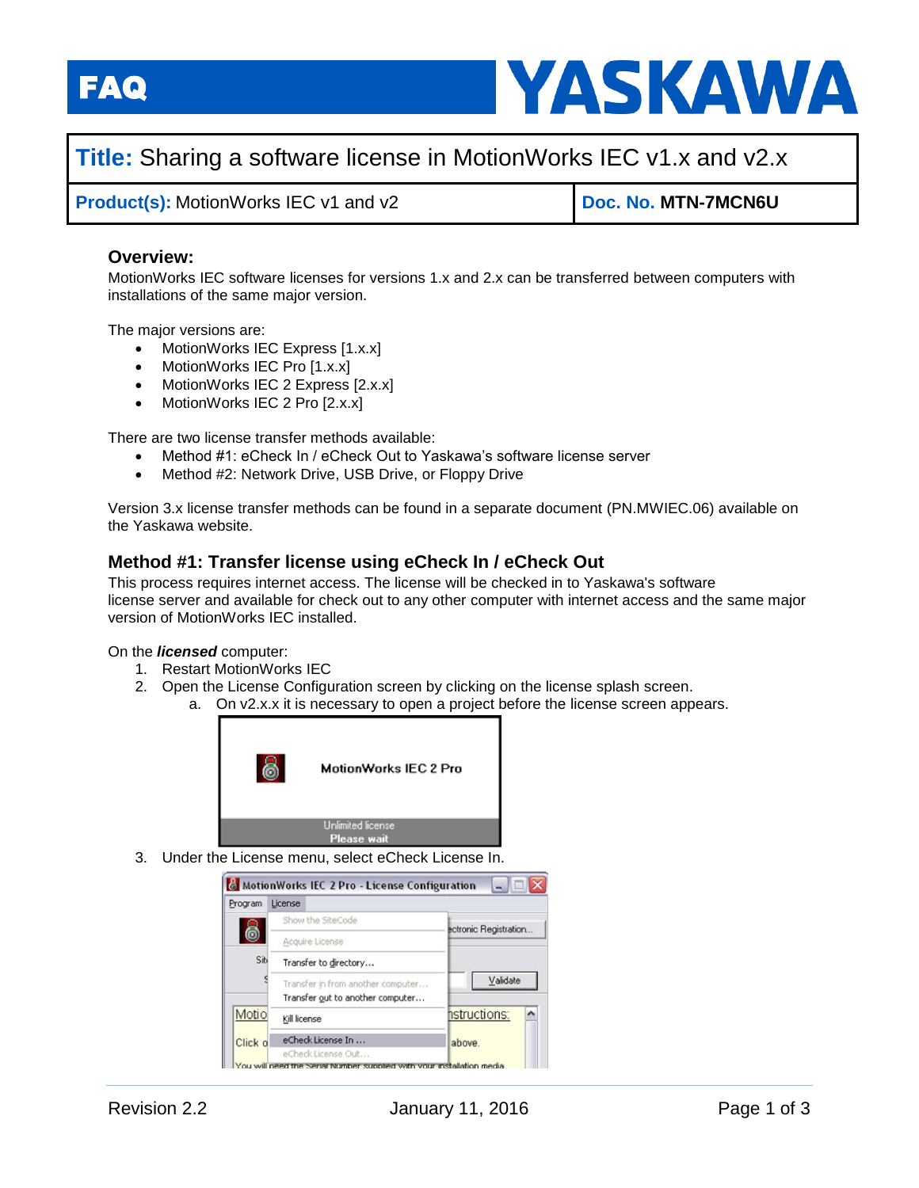# FAQ

**Title:** Sharing a software license in MotionWorks IEC v1.x and v2.x

| **Product(s):** MotionWorks IEC v1 and v2 | **Doc. No. MTN-7MCN6U** |
|---|---|

## Overview:

MotionWorks IEC software licenses for versions 1.x and 2.x can be transferred between computers with installations of the same major version.

The major versions are:

- MotionWorks IEC Express [1.x.x]
- MotionWorks IEC Pro [1.x.x]
- MotionWorks IEC 2 Express [2.x.x]
- MotionWorks IEC 2 Pro [2.x.x]

There are two license transfer methods available:

- Method #1: eCheck In / eCheck Out to Yaskawa's software license server
- Method #2: Network Drive, USB Drive, or Floppy Drive

Version 3.x license transfer methods can be found in a separate document (PN.MWIEC.06) available on the Yaskawa website.

## Method #1: Transfer license using eCheck In / eCheck Out

This process requires internet access. The license will be checked in to Yaskawa's software license server and available for check out to any other computer with internet access and the same major version of MotionWorks IEC installed.

On the ***licensed*** computer:

1. Restart MotionWorks IEC
2. Open the License Configuration screen by clicking on the license splash screen.
   a. On v2.x.x it is necessary to open a project before the license screen appears.
3. Under the License menu, select eCheck License In.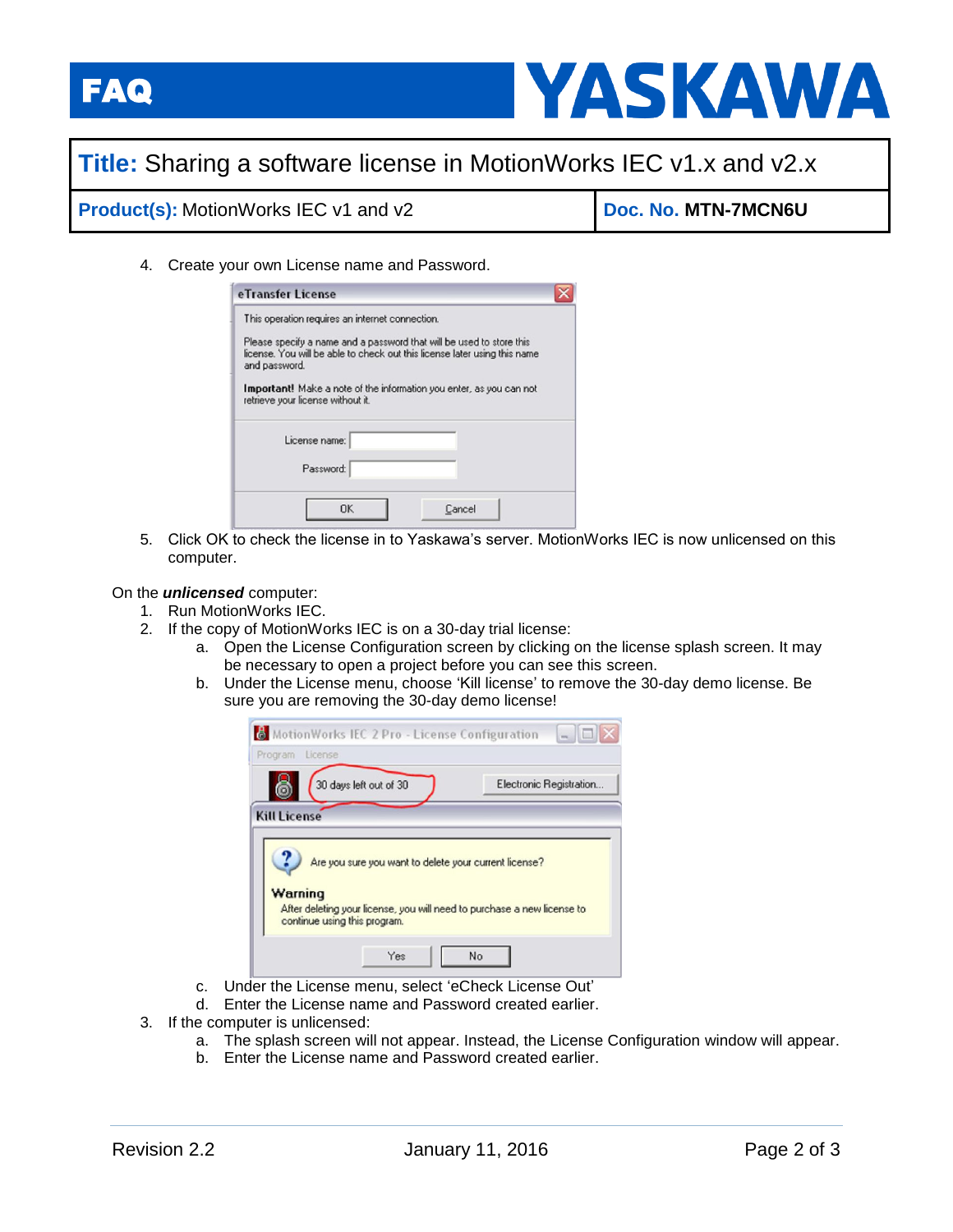4. Create your own License name and Password.

5. Click OK to check the license in to Yaskawa's server. MotionWorks IEC is now unlicensed on this computer.

On the ***unlicensed*** computer:

1. Run MotionWorks IEC.
2. If the copy of MotionWorks IEC is on a 30-day trial license:
   a. Open the License Configuration screen by clicking on the license splash screen. It may be necessary to open a project before you can see this screen.
   b. Under the License menu, choose 'Kill license' to remove the 30-day demo license. Be sure you are removing the 30-day demo license!
   c. Under the License menu, select 'eCheck License Out'
   d. Enter the License name and Password created earlier.
3. If the computer is unlicensed:
   a. The splash screen will not appear. Instead, the License Configuration window will appear.
   b. Enter the License name and Password created earlier.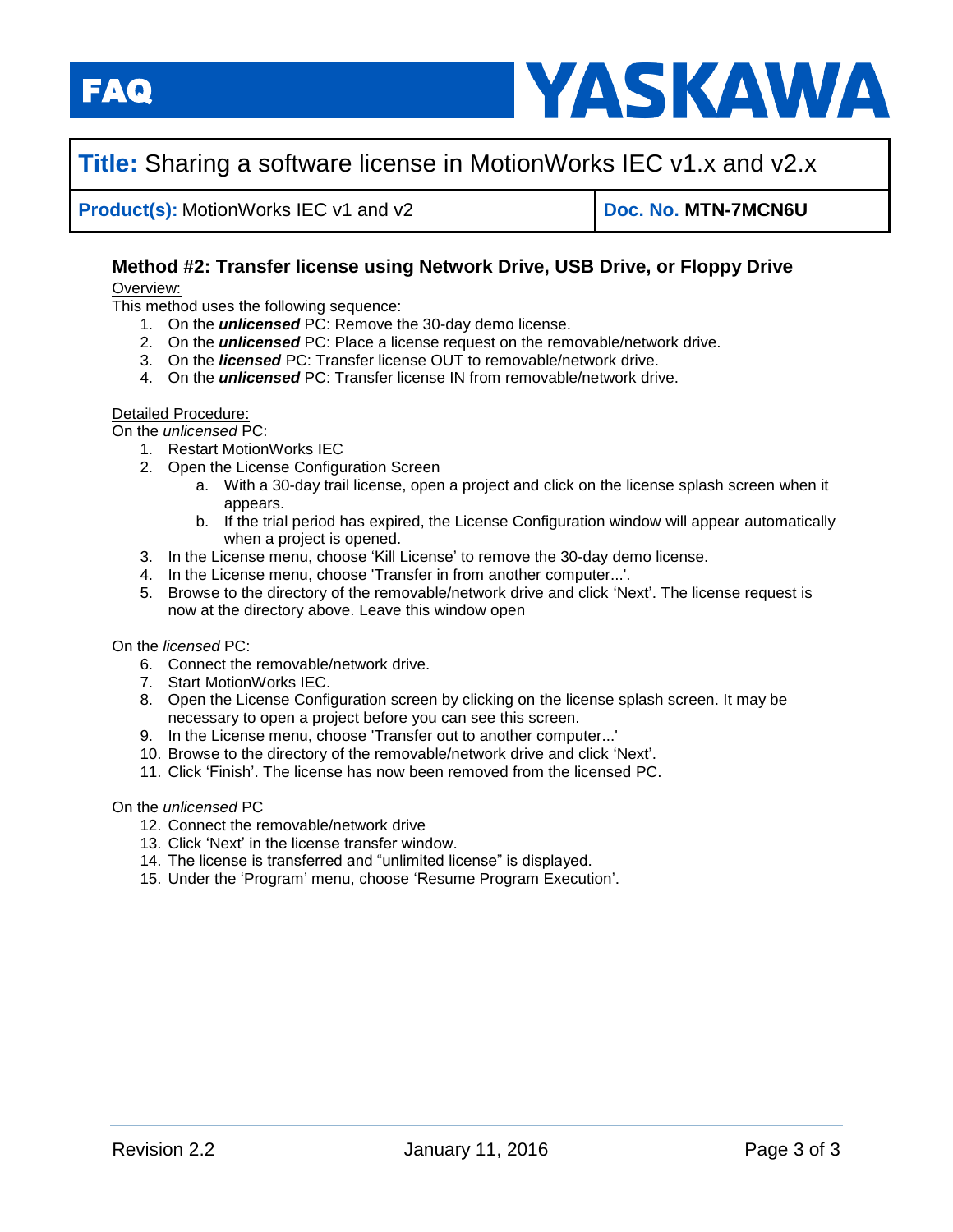# Title: Sharing a software license in MotionWorks IEC v1.x and v2.x

| **Product(s):** MotionWorks IEC v1 and v2 | **Doc. No. MTN-7MCN6U** |
| --- | --- |

## Method #2: Transfer license using Network Drive, USB Drive, or Floppy Drive

Overview:

This method uses the following sequence:

1. On the ***unlicensed*** PC: Remove the 30-day demo license.
2. On the ***unlicensed*** PC: Place a license request on the removable/network drive.
3. On the ***licensed*** PC: Transfer license OUT to removable/network drive.
4. On the ***unlicensed*** PC: Transfer license IN from removable/network drive.

Detailed Procedure:

On the *unlicensed* PC:

1. Restart MotionWorks IEC
2. Open the License Configuration Screen
   a. With a 30-day trail license, open a project and click on the license splash screen when it appears.
   b. If the trial period has expired, the License Configuration window will appear automatically when a project is opened.
3. In the License menu, choose 'Kill License' to remove the 30-day demo license.
4. In the License menu, choose 'Transfer in from another computer...'.
5. Browse to the directory of the removable/network drive and click 'Next'. The license request is now at the directory above. Leave this window open

On the *licensed* PC:

6. Connect the removable/network drive.
7. Start MotionWorks IEC.
8. Open the License Configuration screen by clicking on the license splash screen. It may be necessary to open a project before you can see this screen.
9. In the License menu, choose 'Transfer out to another computer...'
10. Browse to the directory of the removable/network drive and click 'Next'.
11. Click 'Finish'. The license has now been removed from the licensed PC.

On the *unlicensed* PC

12. Connect the removable/network drive
13. Click 'Next' in the license transfer window.
14. The license is transferred and "unlimited license" is displayed.
15. Under the 'Program' menu, choose 'Resume Program Execution'.